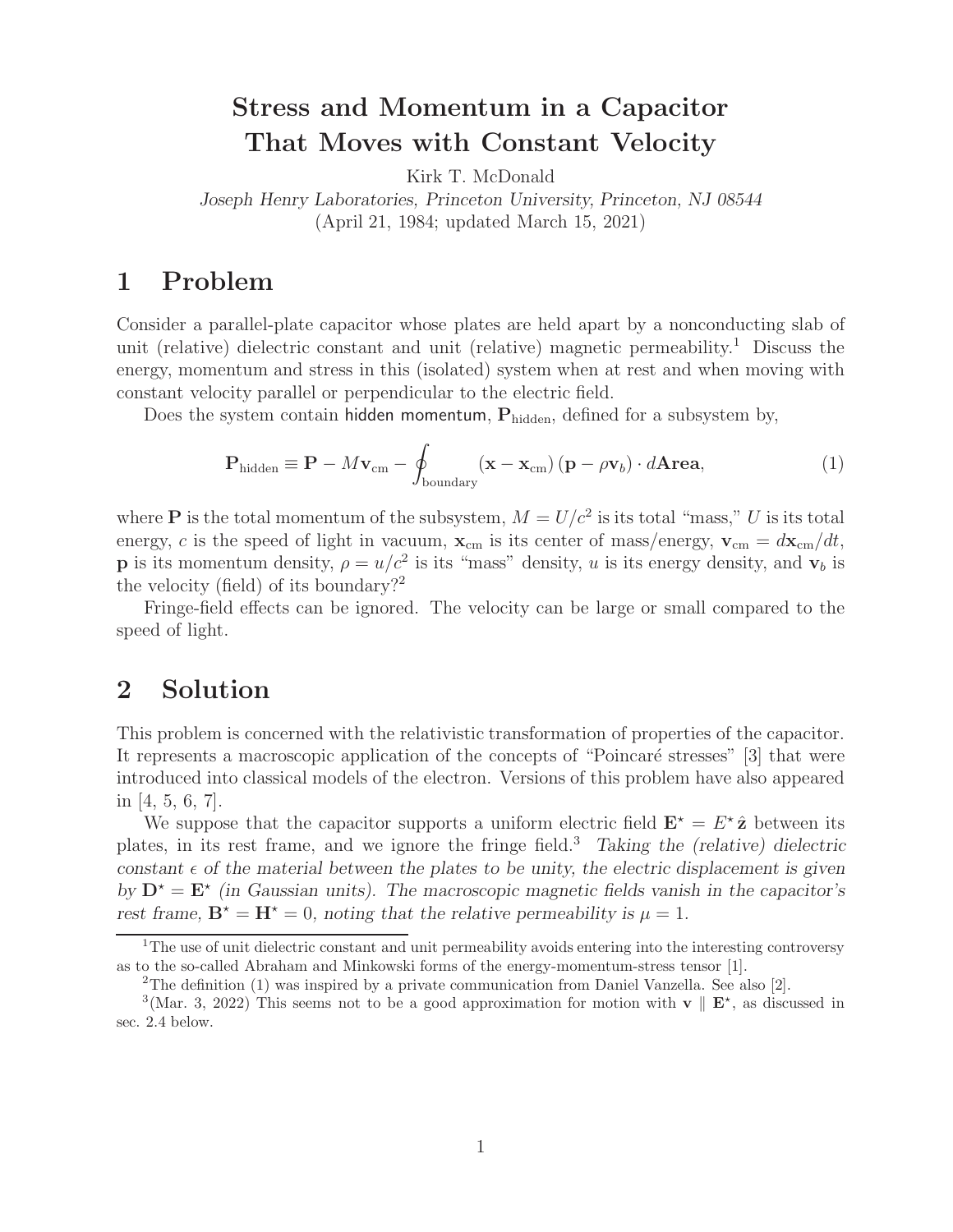# Stress and Momentum in a Capacitor That Moves with Constant Velocity

Kirk T. McDonald

*Joseph Henry Laboratories, Princeton University, Princeton, NJ 08544*

(April 21, 1984; updated March 15, 2021)

## 1 Problem

Consider a parallel-plate capacitor whose plates are held apart by a nonconducting slab of unit (relative) dielectric constant and unit (relative) magnetic permeability.[1] Discuss the energy, momentum and stress in this (isolated) system when at rest and when moving with constant velocity parallel or perpendicular to the electric field.

Does the system contain hidden momentum, $\mathbf{P}_{\rm hidden}$, defined for a subsystem by,

$$\mathbf{P}_{\rm hidden} \equiv \mathbf{P} - M\mathbf{v}_{\rm cm} - \oint_{\rm boundary} (\mathbf{x} - \mathbf{x}_{\rm cm})\,(\mathbf{p} - \rho\mathbf{v}_b) \cdot d\mathbf{Area}, \tag{1}$$

where $\mathbf{P}$ is the total momentum of the subsystem, $M = U/c^2$ is its total "mass," $U$ is its total energy, $c$ is the speed of light in vacuum, $\mathbf{x}_{\rm cm}$ is its center of mass/energy, $\mathbf{v}_{\rm cm} = d\mathbf{x}_{\rm cm}/dt$, $\mathbf{p}$ is its momentum density, $\rho = u/c^2$ is its "mass" density, $u$ is its energy density, and $\mathbf{v}_b$ is the velocity (field) of its boundary?[2]

Fringe-field effects can be ignored. The velocity can be large or small compared to the speed of light.

## 2 Solution

This problem is concerned with the relativistic transformation of properties of the capacitor. It represents a macroscopic application of the concepts of "Poincaré stresses" [3] that were introduced into classical models of the electron. Versions of this problem have also appeared in [4, 5, 6, 7].

We suppose that the capacitor supports a uniform electric field $\mathbf{E}^\star = E^\star\,\hat{\mathbf{z}}$ between its plates, in its rest frame, and we ignore the fringe field.[3] *Taking the (relative) dielectric constant $\epsilon$ of the material between the plates to be unity, the electric displacement is given by $\mathbf{D}^\star = \mathbf{E}^\star$ (in Gaussian units). The macroscopic magnetic fields vanish in the capacitor's rest frame, $\mathbf{B}^\star = \mathbf{H}^\star = 0$, noting that the relative permeability is $\mu = 1$.*

---

[1] The use of unit dielectric constant and unit permeability avoids entering into the interesting controversy as to the so-called Abraham and Minkowski forms of the energy-momentum-stress tensor [1].

[2] The definition (1) was inspired by a private communication from Daniel Vanzella. See also [2].

[3] (Mar. 3, 2022) This seems not to be a good approximation for motion with $\mathbf{v} \parallel \mathbf{E}^\star$, as discussed in sec. 2.4 below.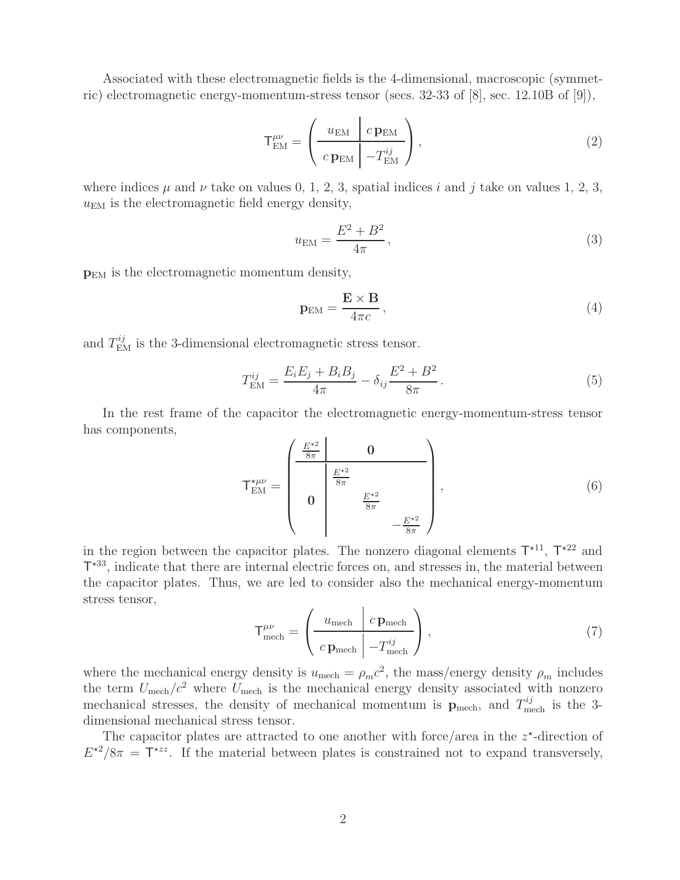Associated with these electromagnetic fields is the 4-dimensional, macroscopic (symmetric) electromagnetic energy-momentum-stress tensor (secs. 32-33 of [8], sec. 12.10B of [9]),

$$
\mathsf{T}^{\mu\nu}_{\rm EM} = \left( \begin{array}{c|c} u_{\rm EM} & c\,\mathbf{p}_{\rm EM} \\ \hline c\,\mathbf{p}_{\rm EM} & -T^{ij}_{\rm EM} \end{array} \right), \tag{2}
$$

where indices $\mu$ and $\nu$ take on values 0, 1, 2, 3, spatial indices $i$ and $j$ take on values 1, 2, 3, $u_{\rm EM}$ is the electromagnetic field energy density,

$$
u_{\rm EM} = \frac{E^2 + B^2}{4\pi}, \tag{3}
$$

$\mathbf{p}_{\rm EM}$ is the electromagnetic momentum density,

$$
\mathbf{p}_{\rm EM} = \frac{\mathbf{E} \times \mathbf{B}}{4\pi c}, \tag{4}
$$

and $T^{ij}_{\rm EM}$ is the 3-dimensional electromagnetic stress tensor.

$$
T^{ij}_{\rm EM} = \frac{E_i E_j + B_i B_j}{4\pi} - \delta_{ij} \frac{E^2 + B^2}{8\pi}. \tag{5}
$$

In the rest frame of the capacitor the electromagnetic energy-momentum-stress tensor has components,

$$
\mathsf{T}^{\star\mu\nu}_{\rm EM} = \left( \begin{array}{c|ccc} \frac{E^{\star 2}}{8\pi} & & \mathbf{0} & \\ \hline & \frac{E^{\star 2}}{8\pi} & & \\ \mathbf{0} & & \frac{E^{\star 2}}{8\pi} & \\ & & & -\frac{E^{\star 2}}{8\pi} \end{array} \right), \tag{6}
$$

in the region between the capacitor plates. The nonzero diagonal elements $\mathsf{T}^{\star 11}$, $\mathsf{T}^{\star 22}$ and $\mathsf{T}^{\star 33}$, indicate that there are internal electric forces on, and stresses in, the material between the capacitor plates. Thus, we are led to consider also the mechanical energy-momentum stress tensor,

$$
\mathsf{T}^{\mu\nu}_{\rm mech} = \left( \begin{array}{c|c} u_{\rm mech} & c\,\mathbf{p}_{\rm mech} \\ \hline c\,\mathbf{p}_{\rm mech} & -T^{ij}_{\rm mech} \end{array} \right), \tag{7}
$$

where the mechanical energy density is $u_{\rm mech} = \rho_m c^2$, the mass/energy density $\rho_m$ includes the term $U_{\rm mech}/c^2$ where $U_{\rm mech}$ is the mechanical energy density associated with nonzero mechanical stresses, the density of mechanical momentum is $\mathbf{p}_{\rm mech}$, and $T^{ij}_{\rm mech}$ is the 3-dimensional mechanical stress tensor.

The capacitor plates are attracted to one another with force/area in the $z^\star$-direction of $E^{\star 2}/8\pi = \mathsf{T}^{\star zz}$. If the material between plates is constrained not to expand transversely,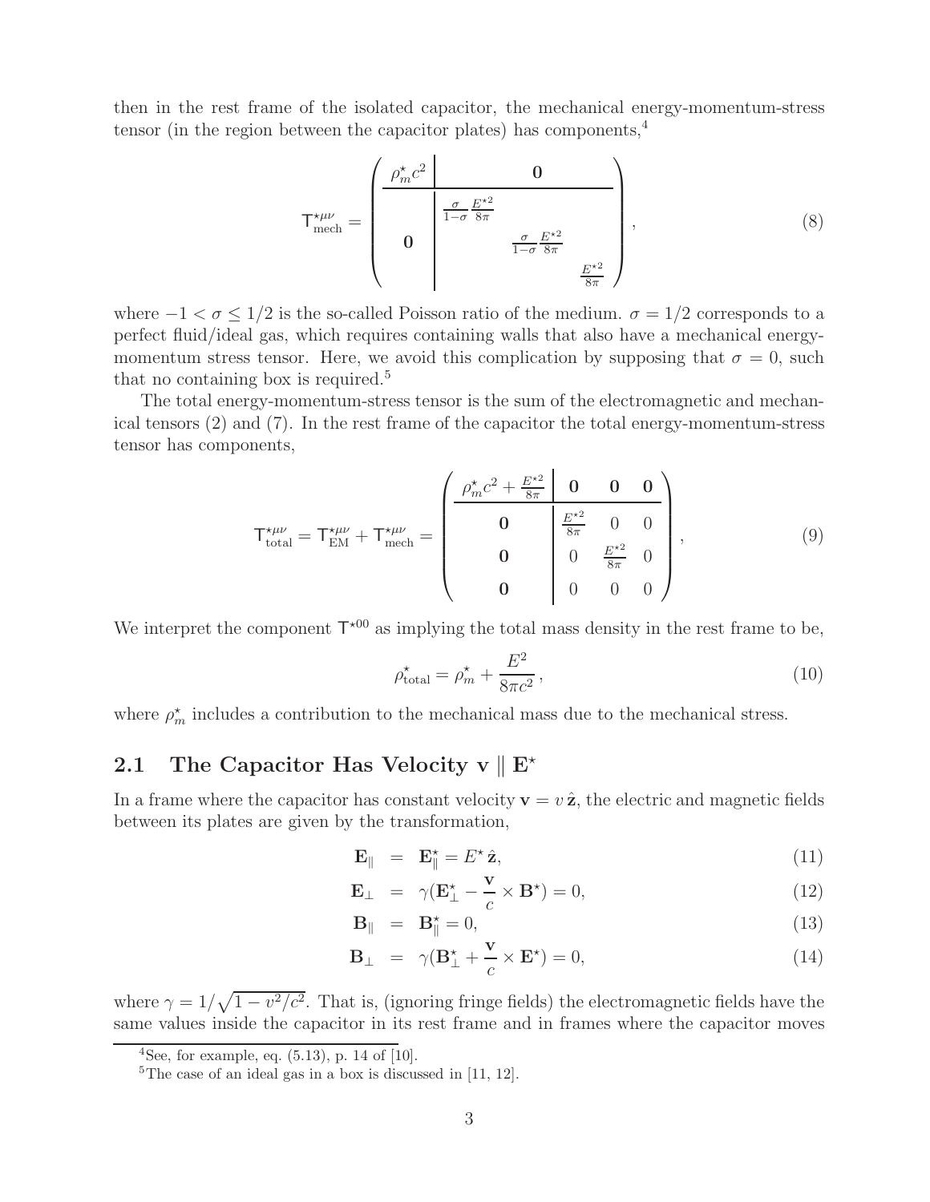then in the rest frame of the isolated capacitor, the mechanical energy-momentum-stress tensor (in the region between the capacitor plates) has components,[4]

$$
\mathsf{T}^{\star\mu\nu}_{\rm mech} = \left( \begin{array}{c|ccc} \rho^\star_m c^2 & & \mathbf{0} & \\ \hline & \frac{\sigma}{1-\sigma}\frac{E^{\star 2}}{8\pi} & & \\ \mathbf{0} & & \frac{\sigma}{1-\sigma}\frac{E^{\star 2}}{8\pi} & \\ & & & \frac{E^{\star 2}}{8\pi} \end{array} \right), \tag{8}
$$

where $-1 < \sigma \leq 1/2$ is the so-called Poisson ratio of the medium. $\sigma = 1/2$ corresponds to a perfect fluid/ideal gas, which requires containing walls that also have a mechanical energy-momentum stress tensor. Here, we avoid this complication by supposing that $\sigma = 0$, such that no containing box is required.[5]

The total energy-momentum-stress tensor is the sum of the electromagnetic and mechanical tensors (2) and (7). In the rest frame of the capacitor the total energy-momentum-stress tensor has components,

$$
\mathsf{T}^{\star\mu\nu}_{\rm total} = \mathsf{T}^{\star\mu\nu}_{\rm EM} + \mathsf{T}^{\star\mu\nu}_{\rm mech} = \left( \begin{array}{c|ccc} \rho^\star_m c^2 + \frac{E^{\star 2}}{8\pi} & \mathbf{0} & \mathbf{0} & \mathbf{0} \\ \hline \mathbf{0} & \frac{E^{\star 2}}{8\pi} & 0 & 0 \\ \mathbf{0} & 0 & \frac{E^{\star 2}}{8\pi} & 0 \\ \mathbf{0} & 0 & 0 & 0 \end{array} \right), \tag{9}
$$

We interpret the component $\mathsf{T}^{\star 00}$ as implying the total mass density in the rest frame to be,

$$
\rho^\star_{\rm total} = \rho^\star_m + \frac{E^2}{8\pi c^2}, \tag{10}
$$

where $\rho^\star_m$ includes a contribution to the mechanical mass due to the mechanical stress.

## 2.1 The Capacitor Has Velocity $\mathbf{v} \parallel \mathbf{E}^\star$

In a frame where the capacitor has constant velocity $\mathbf{v} = v\,\hat{\mathbf{z}}$, the electric and magnetic fields between its plates are given by the transformation,

$$
\begin{aligned}
\mathbf{E}_\parallel &= \mathbf{E}^\star_\parallel = E^\star\,\hat{\mathbf{z}}, & (11)\\
\mathbf{E}_\perp &= \gamma(\mathbf{E}^\star_\perp - \frac{\mathbf{v}}{c} \times \mathbf{B}^\star) = 0, & (12)\\
\mathbf{B}_\parallel &= \mathbf{B}^\star_\parallel = 0, & (13)\\
\mathbf{B}_\perp &= \gamma(\mathbf{B}^\star_\perp + \frac{\mathbf{v}}{c} \times \mathbf{E}^\star) = 0, & (14)
\end{aligned}
$$

where $\gamma = 1/\sqrt{1 - v^2/c^2}$. That is, (ignoring fringe fields) the electromagnetic fields have the same values inside the capacitor in its rest frame and in frames where the capacitor moves

[4] See, for example, eq. (5.13), p. 14 of [10].

[5] The case of an ideal gas in a box is discussed in [11, 12].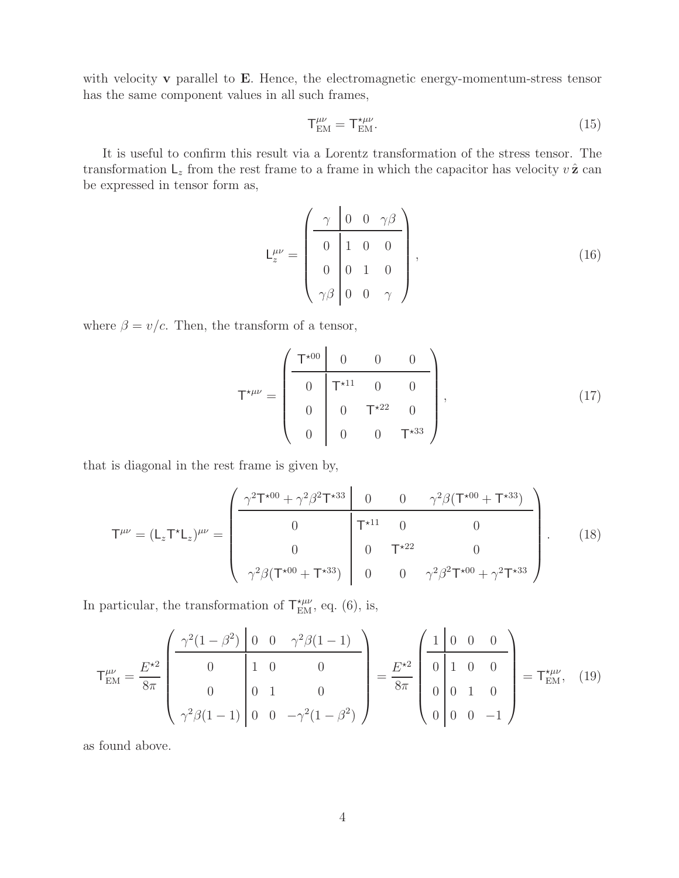with velocity $\mathbf{v}$ parallel to $\mathbf{E}$. Hence, the electromagnetic energy-momentum-stress tensor has the same component values in all such frames,

$$\mathsf{T}_{\rm EM}^{\mu\nu} = \mathsf{T}_{\rm EM}^{\star\mu\nu}. \tag{15}$$

It is useful to confirm this result via a Lorentz transformation of the stress tensor. The transformation $\mathsf{L}_z$ from the rest frame to a frame in which the capacitor has velocity $v\,\hat{\mathbf{z}}$ can be expressed in tensor form as,

$$\mathsf{L}_z^{\mu\nu} = \left( \begin{array}{c|ccc} \gamma & 0 & 0 & \gamma\beta \\ \hline 0 & 1 & 0 & 0 \\ 0 & 0 & 1 & 0 \\ \gamma\beta & 0 & 0 & \gamma \end{array} \right), \tag{16}$$

where $\beta = v/c$. Then, the transform of a tensor,

$$\mathsf{T}^{\star\mu\nu} = \left( \begin{array}{c|ccc} \mathsf{T}^{\star 00} & 0 & 0 & 0 \\ \hline 0 & \mathsf{T}^{\star 11} & 0 & 0 \\ 0 & 0 & \mathsf{T}^{\star 22} & 0 \\ 0 & 0 & 0 & \mathsf{T}^{\star 33} \end{array} \right), \tag{17}$$

that is diagonal in the rest frame is given by,

$$\mathsf{T}^{\mu\nu} = (\mathsf{L}_z \mathsf{T}^\star \mathsf{L}_z)^{\mu\nu} = \left( \begin{array}{c|ccc} \gamma^2 \mathsf{T}^{\star 00} + \gamma^2\beta^2 \mathsf{T}^{\star 33} & 0 & 0 & \gamma^2\beta(\mathsf{T}^{\star 00} + \mathsf{T}^{\star 33}) \\ \hline 0 & \mathsf{T}^{\star 11} & 0 & 0 \\ 0 & 0 & \mathsf{T}^{\star 22} & 0 \\ \gamma^2\beta(\mathsf{T}^{\star 00} + \mathsf{T}^{\star 33}) & 0 & 0 & \gamma^2\beta^2 \mathsf{T}^{\star 00} + \gamma^2 \mathsf{T}^{\star 33} \end{array} \right). \tag{18}$$

In particular, the transformation of $\mathsf{T}_{\rm EM}^{\star\mu\nu}$, eq. (6), is,

$$\mathsf{T}_{\rm EM}^{\mu\nu} = \frac{E^{\star 2}}{8\pi} \left( \begin{array}{c|ccc} \gamma^2(1-\beta^2) & 0 & 0 & \gamma^2\beta(1-1) \\ \hline 0 & 1 & 0 & 0 \\ 0 & 0 & 1 & 0 \\ \gamma^2\beta(1-1) & 0 & 0 & -\gamma^2(1-\beta^2) \end{array} \right) = \frac{E^{\star 2}}{8\pi} \left( \begin{array}{c|ccc} 1 & 0 & 0 & 0 \\ \hline 0 & 1 & 0 & 0 \\ 0 & 0 & 1 & 0 \\ 0 & 0 & 0 & -1 \end{array} \right) = \mathsf{T}_{\rm EM}^{\star\mu\nu}, \tag{19}$$

as found above.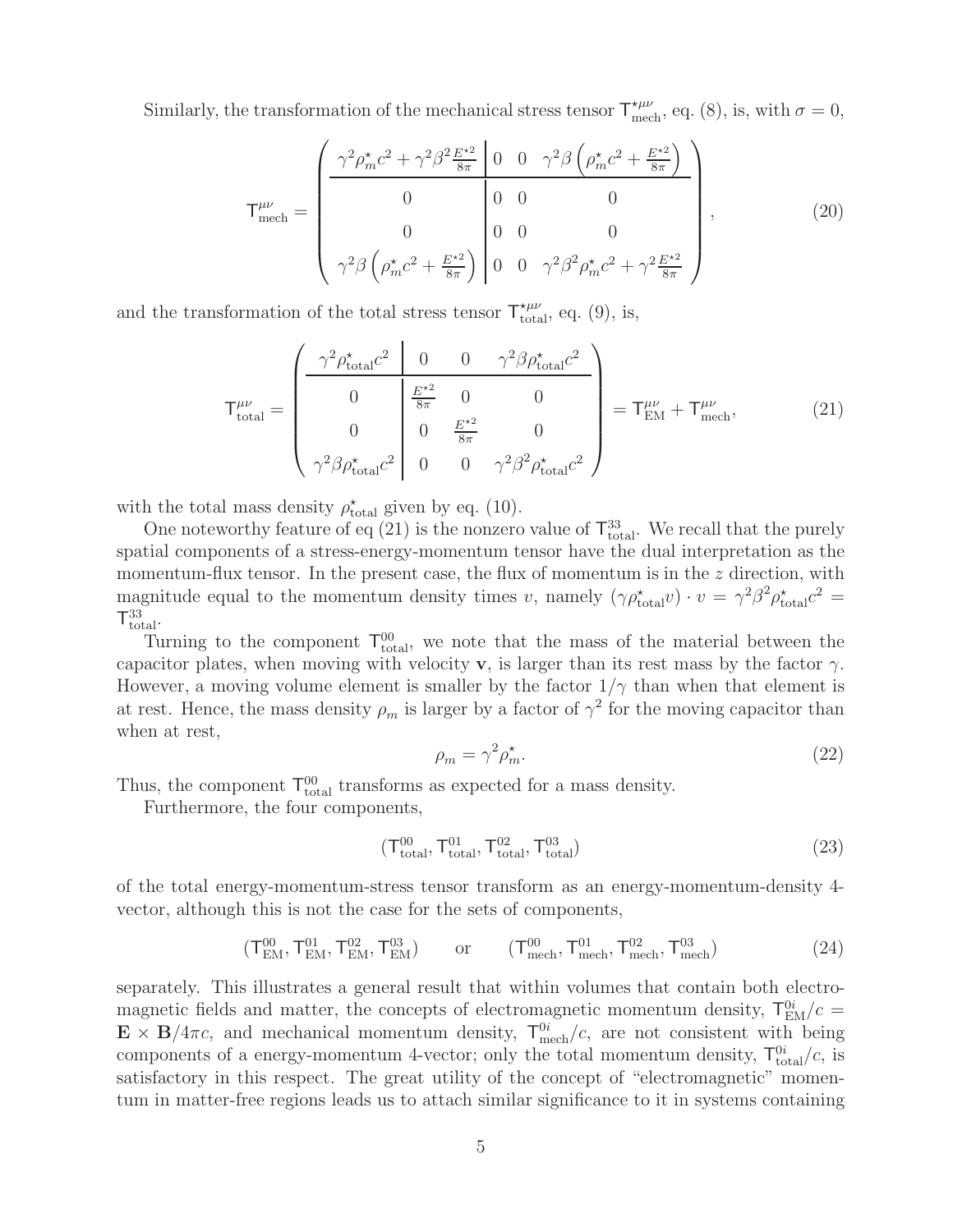Similarly, the transformation of the mechanical stress tensor $\mathsf{T}^{\star\mu\nu}_{\rm mech}$, eq. (8), is, with $\sigma = 0$,

$$\mathsf{T}^{\mu\nu}_{\rm mech} = \left( \begin{array}{c|ccc} \gamma^2 \rho^\star_m c^2 + \gamma^2\beta^2 \frac{E^{\star 2}}{8\pi} & 0 & 0 & \gamma^2\beta\left(\rho^\star_m c^2 + \frac{E^{\star 2}}{8\pi}\right) \\ \hline 0 & 0 & 0 & 0 \\ 0 & 0 & 0 & 0 \\ \gamma^2\beta\left(\rho^\star_m c^2 + \frac{E^{\star 2}}{8\pi}\right) & 0 & 0 & \gamma^2\beta^2 \rho^\star_m c^2 + \gamma^2 \frac{E^{\star 2}}{8\pi} \end{array} \right), \tag{20}$$

and the transformation of the total stress tensor $\mathsf{T}^{\star\mu\nu}_{\rm total}$, eq. (9), is,

$$\mathsf{T}^{\mu\nu}_{\rm total} = \left( \begin{array}{c|ccc} \gamma^2 \rho^\star_{\rm total} c^2 & 0 & 0 & \gamma^2\beta \rho^\star_{\rm total} c^2 \\ \hline 0 & \frac{E^{\star 2}}{8\pi} & 0 & 0 \\ 0 & 0 & \frac{E^{\star 2}}{8\pi} & 0 \\ \gamma^2\beta \rho^\star_{\rm total} c^2 & 0 & 0 & \gamma^2\beta^2 \rho^\star_{\rm total} c^2 \end{array} \right) = \mathsf{T}^{\mu\nu}_{\rm EM} + \mathsf{T}^{\mu\nu}_{\rm mech}, \tag{21}$$

with the total mass density $\rho^\star_{\rm total}$ given by eq. (10).

One noteworthy feature of eq (21) is the nonzero value of $\mathsf{T}^{33}_{\rm total}$. We recall that the purely spatial components of a stress-energy-momentum tensor have the dual interpretation as the momentum-flux tensor. In the present case, the flux of momentum is in the $z$ direction, with magnitude equal to the momentum density times $v$, namely $(\gamma \rho^\star_{\rm total} v) \cdot v = \gamma^2\beta^2 \rho^\star_{\rm total} c^2 = \mathsf{T}^{33}_{\rm total}$.

Turning to the component $\mathsf{T}^{00}_{\rm total}$, we note that the mass of the material between the capacitor plates, when moving with velocity $\mathbf{v}$, is larger than its rest mass by the factor $\gamma$. However, a moving volume element is smaller by the factor $1/\gamma$ than when that element is at rest. Hence, the mass density $\rho_m$ is larger by a factor of $\gamma^2$ for the moving capacitor than when at rest,

$$\rho_m = \gamma^2 \rho^\star_m. \tag{22}$$

Thus, the component $\mathsf{T}^{00}_{\rm total}$ transforms as expected for a mass density.

Furthermore, the four components,

$$(\mathsf{T}^{00}_{\rm total}, \mathsf{T}^{01}_{\rm total}, \mathsf{T}^{02}_{\rm total}, \mathsf{T}^{03}_{\rm total}) \tag{23}$$

of the total energy-momentum-stress tensor transform as an energy-momentum-density 4-vector, although this is not the case for the sets of components,

$$(\mathsf{T}^{00}_{\rm EM}, \mathsf{T}^{01}_{\rm EM}, \mathsf{T}^{02}_{\rm EM}, \mathsf{T}^{03}_{\rm EM}) \qquad \text{or} \qquad (\mathsf{T}^{00}_{\rm mech}, \mathsf{T}^{01}_{\rm mech}, \mathsf{T}^{02}_{\rm mech}, \mathsf{T}^{03}_{\rm mech}) \tag{24}$$

separately. This illustrates a general result that within volumes that contain both electromagnetic fields and matter, the concepts of electromagnetic momentum density, $\mathsf{T}^{0i}_{\rm EM}/c = \mathbf{E} \times \mathbf{B}/4\pi c$, and mechanical momentum density, $\mathsf{T}^{0i}_{\rm mech}/c$, are not consistent with being components of a energy-momentum 4-vector; only the total momentum density, $\mathsf{T}^{0i}_{\rm total}/c$, is satisfactory in this respect. The great utility of the concept of "electromagnetic" momentum in matter-free regions leads us to attach similar significance to it in systems containing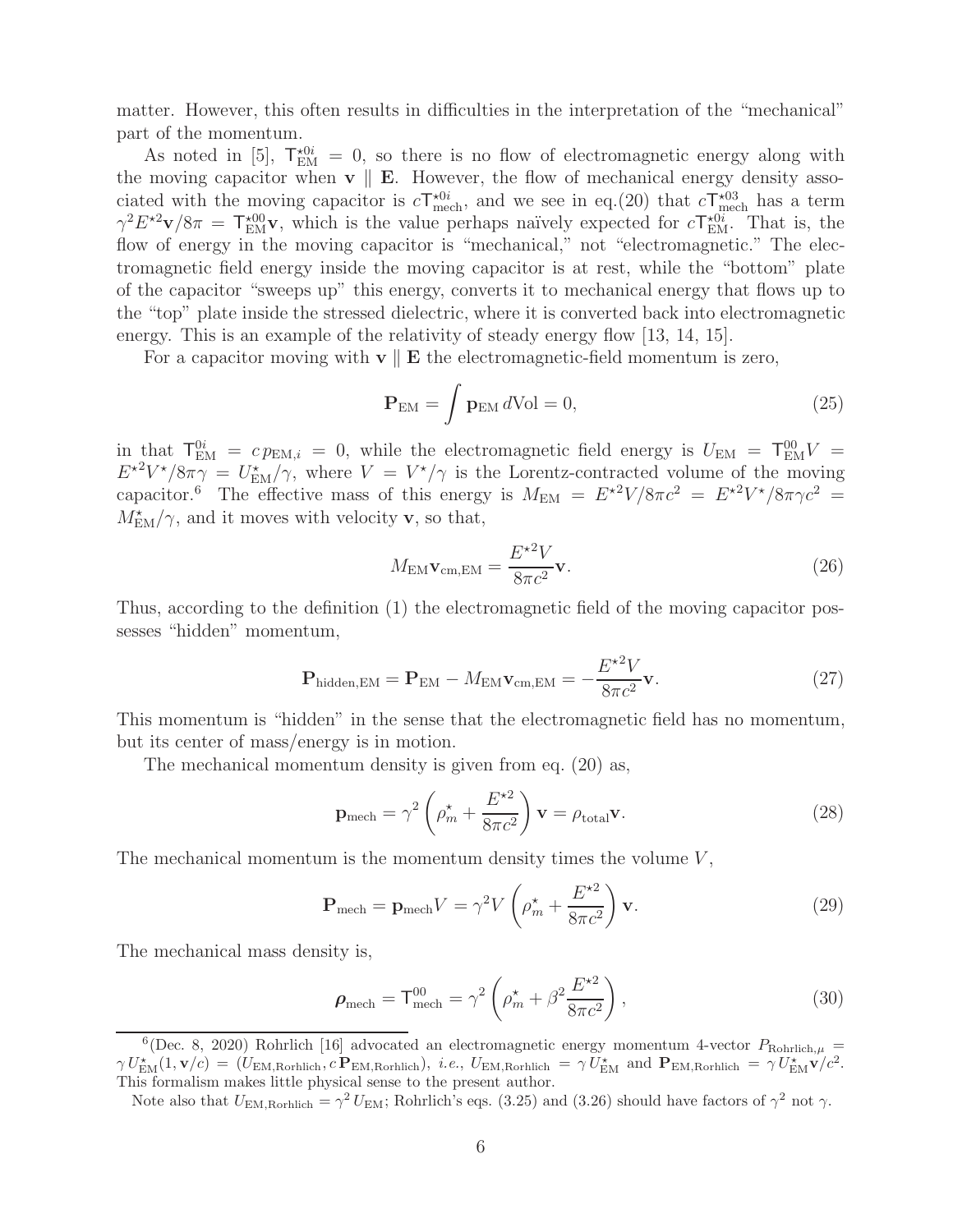matter. However, this often results in difficulties in the interpretation of the "mechanical" part of the momentum.

As noted in [5], $\mathsf{T}^{\star 0i}_{\rm EM} = 0$, so there is no flow of electromagnetic energy along with the moving capacitor when $\mathbf{v} \parallel \mathbf{E}$. However, the flow of mechanical energy density associated with the moving capacitor is $c\mathsf{T}^{\star 0i}_{\rm mech}$, and we see in eq.(20) that $c\mathsf{T}^{\star 03}_{\rm mech}$ has a term $\gamma^2 E^{\star 2}\mathbf{v}/8\pi = \mathsf{T}^{\star 00}_{\rm EM}\mathbf{v}$, which is the value perhaps naïvely expected for $c\mathsf{T}^{\star 0i}_{\rm EM}$. That is, the flow of energy in the moving capacitor is "mechanical," not "electromagnetic." The electromagnetic field energy inside the moving capacitor is at rest, while the "bottom" plate of the capacitor "sweeps up" this energy, converts it to mechanical energy that flows up to the "top" plate inside the stressed dielectric, where it is converted back into electromagnetic energy. This is an example of the relativity of steady energy flow [13, 14, 15].

For a capacitor moving with $\mathbf{v} \parallel \mathbf{E}$ the electromagnetic-field momentum is zero,

$$\mathbf{P}_{\rm EM} = \int \mathbf{p}_{\rm EM}\, d\text{Vol} = 0, \tag{25}$$

in that $\mathsf{T}^{0i}_{\rm EM} = c\, p_{{\rm EM},i} = 0$, while the electromagnetic field energy is $U_{\rm EM} = \mathsf{T}^{00}_{\rm EM} V = E^{\star 2} V^\star / 8\pi\gamma = U^\star_{\rm EM}/\gamma$, where $V = V^\star/\gamma$ is the Lorentz-contracted volume of the moving capacitor.[6] The effective mass of this energy is $M_{\rm EM} = E^{\star 2}V/8\pi c^2 = E^{\star 2}V^\star/8\pi\gamma c^2 = M^\star_{\rm EM}/\gamma$, and it moves with velocity $\mathbf{v}$, so that,

$$M_{\rm EM}\mathbf{v}_{\rm cm,EM} = \frac{E^{\star 2}V}{8\pi c^2}\mathbf{v}. \tag{26}$$

Thus, according to the definition (1) the electromagnetic field of the moving capacitor possesses "hidden" momentum,

$$\mathbf{P}_{\rm hidden,EM} = \mathbf{P}_{\rm EM} - M_{\rm EM}\mathbf{v}_{\rm cm,EM} = -\frac{E^{\star 2}V}{8\pi c^2}\mathbf{v}. \tag{27}$$

This momentum is "hidden" in the sense that the electromagnetic field has no momentum, but its center of mass/energy is in motion.

The mechanical momentum density is given from eq. (20) as,

$$\mathbf{p}_{\rm mech} = \gamma^2 \left(\rho^\star_m + \frac{E^{\star 2}}{8\pi c^2}\right)\mathbf{v} = \rho_{\rm total}\mathbf{v}. \tag{28}$$

The mechanical momentum is the momentum density times the volume $V$,

$$\mathbf{P}_{\rm mech} = \mathbf{p}_{\rm mech}V = \gamma^2 V \left(\rho^\star_m + \frac{E^{\star 2}}{8\pi c^2}\right)\mathbf{v}. \tag{29}$$

The mechanical mass density is,

$$\boldsymbol{\rho}_{\rm mech} = \mathsf{T}^{00}_{\rm mech} = \gamma^2 \left(\rho^\star_m + \beta^2\frac{E^{\star 2}}{8\pi c^2}\right), \tag{30}$$

---

[6](Dec. 8, 2020) Rohrlich [16] advocated an electromagnetic energy momentum 4-vector $P_{{\rm Rohrlich},\mu} = \gamma\, U^\star_{\rm EM}(1, \mathbf{v}/c) = (U_{\rm EM,Rorhlich}, c\,\mathbf{P}_{\rm EM,Rorhlich})$, *i.e.*, $U_{\rm EM,Rorhlich} = \gamma\, U^\star_{\rm EM}$ and $\mathbf{P}_{\rm EM,Rorhlich} = \gamma\, U^\star_{\rm EM}\mathbf{v}/c^2$. This formalism makes little physical sense to the present author.

Note also that $U_{\rm EM,Rorhlich} = \gamma^2\, U_{\rm EM}$; Rohrlich's eqs. (3.25) and (3.26) should have factors of $\gamma^2$ not $\gamma$.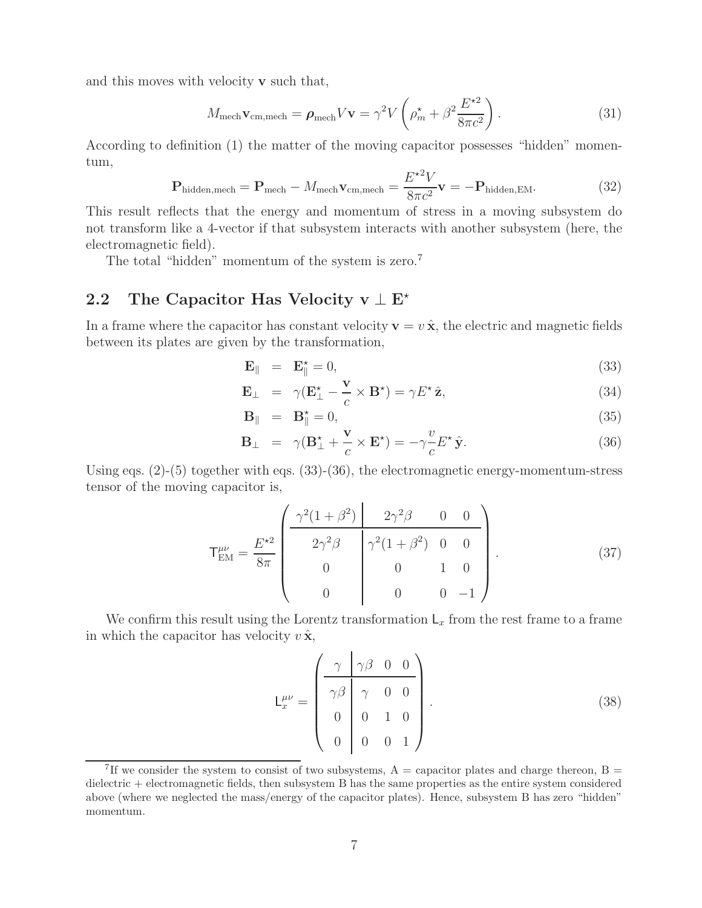and this moves with velocity $\mathbf{v}$ such that,

$$M_{\rm mech}\mathbf{v}_{\rm cm,mech} = \boldsymbol{\rho}_{\rm mech} V \mathbf{v} = \gamma^2 V \left( \rho_m^\star + \beta^2 \frac{E^{\star 2}}{8\pi c^2} \right). \tag{31}$$

According to definition (1) the matter of the moving capacitor possesses "hidden" momentum,

$$\mathbf{P}_{\rm hidden,mech} = \mathbf{P}_{\rm mech} - M_{\rm mech}\mathbf{v}_{\rm cm,mech} = \frac{E^{\star 2} V}{8\pi c^2}\mathbf{v} = -\mathbf{P}_{\rm hidden,EM}. \tag{32}$$

This result reflects that the energy and momentum of stress in a moving subsystem do not transform like a 4-vector if that subsystem interacts with another subsystem (here, the electromagnetic field).

The total "hidden" momentum of the system is zero.[7]

## 2.2 The Capacitor Has Velocity $\mathbf{v} \perp \mathbf{E}^\star$

In a frame where the capacitor has constant velocity $\mathbf{v} = v\,\hat{\mathbf{x}}$, the electric and magnetic fields between its plates are given by the transformation,

$$\mathbf{E}_\parallel = \mathbf{E}_\parallel^\star = 0, \tag{33}$$

$$\mathbf{E}_\perp = \gamma(\mathbf{E}_\perp^\star - \frac{\mathbf{v}}{c} \times \mathbf{B}^\star) = \gamma E^\star\,\hat{\mathbf{z}}, \tag{34}$$

$$\mathbf{B}_\parallel = \mathbf{B}_\parallel^\star = 0, \tag{35}$$

$$\mathbf{B}_\perp = \gamma(\mathbf{B}_\perp^\star + \frac{\mathbf{v}}{c} \times \mathbf{E}^\star) = -\gamma \frac{v}{c} E^\star\,\hat{\mathbf{y}}. \tag{36}$$

Using eqs. (2)-(5) together with eqs. (33)-(36), the electromagnetic energy-momentum-stress tensor of the moving capacitor is,

$$\mathsf{T}_{\rm EM}^{\mu\nu} = \frac{E^{\star 2}}{8\pi} \begin{pmatrix} \gamma^2(1+\beta^2) & 2\gamma^2\beta & 0 & 0 \\ 2\gamma^2\beta & \gamma^2(1+\beta^2) & 0 & 0 \\ 0 & 0 & 1 & 0 \\ 0 & 0 & 0 & -1 \end{pmatrix}. \tag{37}$$

We confirm this result using the Lorentz transformation $\mathsf{L}_x$ from the rest frame to a frame in which the capacitor has velocity $v\,\hat{\mathbf{x}}$,

$$\mathsf{L}_x^{\mu\nu} = \begin{pmatrix} \gamma & \gamma\beta & 0 & 0 \\ \gamma\beta & \gamma & 0 & 0 \\ 0 & 0 & 1 & 0 \\ 0 & 0 & 0 & 1 \end{pmatrix}. \tag{38}$$

---

[7] If we consider the system to consist of two subsystems, A = capacitor plates and charge thereon, B = dielectric + electromagnetic fields, then subsystem B has the same properties as the entire system considered above (where we neglected the mass/energy of the capacitor plates). Hence, subsystem B has zero "hidden" momentum.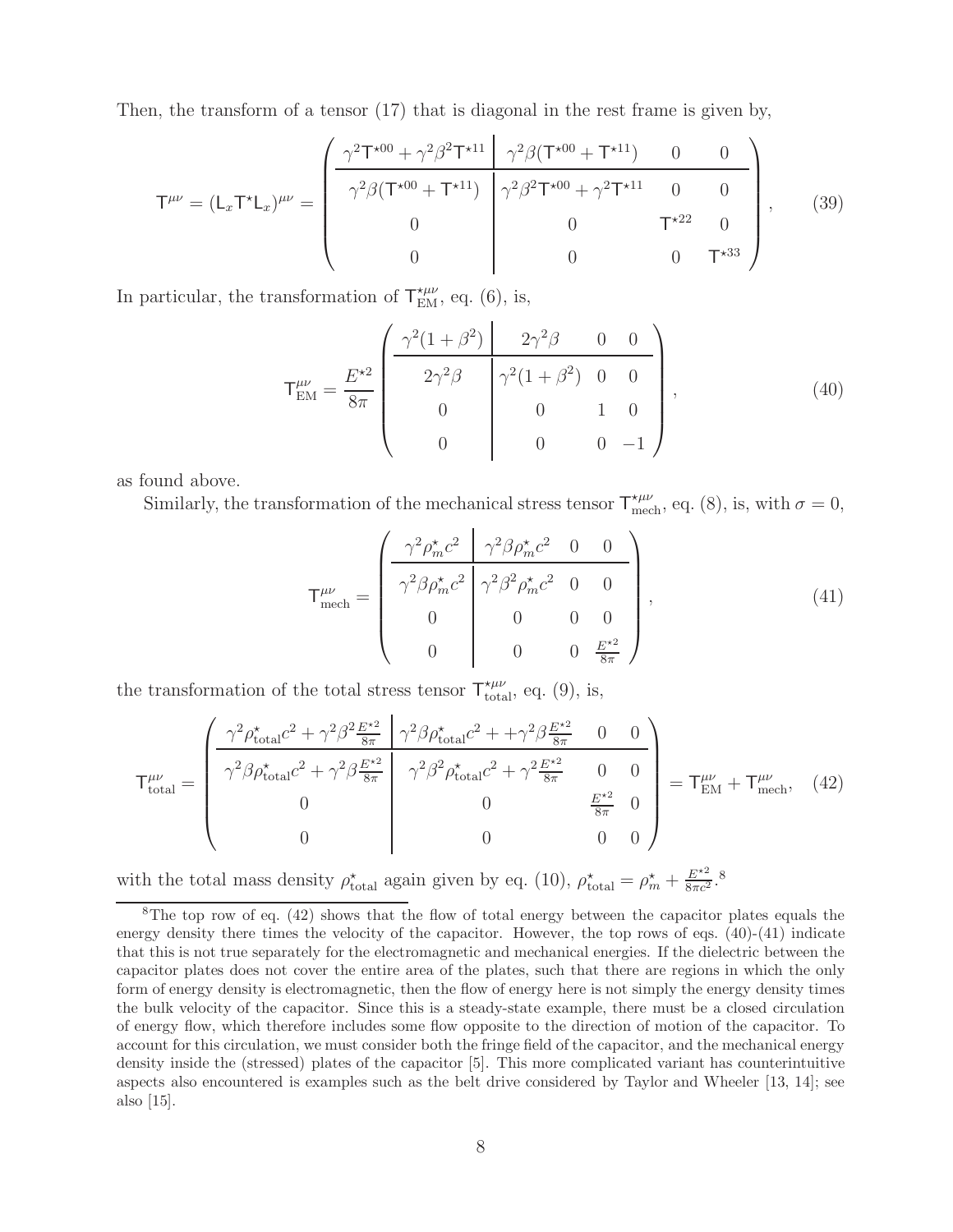Then, the transform of a tensor (17) that is diagonal in the rest frame is given by,

$$
\mathsf{T}^{\mu\nu} = (\mathsf{L}_x \mathsf{T}^\star \mathsf{L}_x)^{\mu\nu} = \left( \begin{array}{c|ccc} \gamma^2 \mathsf{T}^{\star 00} + \gamma^2\beta^2 \mathsf{T}^{\star 11} & \gamma^2\beta(\mathsf{T}^{\star 00} + \mathsf{T}^{\star 11}) & 0 & 0 \\ \hline \gamma^2\beta(\mathsf{T}^{\star 00} + \mathsf{T}^{\star 11}) & \gamma^2\beta^2 \mathsf{T}^{\star 00} + \gamma^2 \mathsf{T}^{\star 11} & 0 & 0 \\ 0 & 0 & \mathsf{T}^{\star 22} & 0 \\ 0 & 0 & 0 & \mathsf{T}^{\star 33} \end{array} \right), \qquad (39)
$$

In particular, the transformation of $\mathsf{T}^{\star\mu\nu}_{\rm EM}$, eq. (6), is,

$$
\mathsf{T}^{\mu\nu}_{\rm EM} = \frac{E^{\star 2}}{8\pi} \left( \begin{array}{c|ccc} \gamma^2(1+\beta^2) & 2\gamma^2\beta & 0 & 0 \\ \hline 2\gamma^2\beta & \gamma^2(1+\beta^2) & 0 & 0 \\ 0 & 0 & 1 & 0 \\ 0 & 0 & 0 & -1 \end{array} \right), \qquad (40)
$$

as found above.

Similarly, the transformation of the mechanical stress tensor $\mathsf{T}^{\star\mu\nu}_{\rm mech}$, eq. (8), is, with $\sigma = 0$,

$$
\mathsf{T}^{\mu\nu}_{\rm mech} = \left( \begin{array}{c|ccc} \gamma^2 \rho^\star_m c^2 & \gamma^2\beta\rho^\star_m c^2 & 0 & 0 \\ \hline \gamma^2\beta\rho^\star_m c^2 & \gamma^2\beta^2\rho^\star_m c^2 & 0 & 0 \\ 0 & 0 & 0 & 0 \\ 0 & 0 & 0 & \frac{E^{\star 2}}{8\pi} \end{array} \right), \qquad (41)
$$

the transformation of the total stress tensor $\mathsf{T}^{\star\mu\nu}_{\rm total}$, eq. (9), is,

$$
\mathsf{T}^{\mu\nu}_{\rm total} = \left( \begin{array}{c|ccc} \gamma^2 \rho^\star_{\rm total} c^2 + \gamma^2\beta^2 \frac{E^{\star 2}}{8\pi} & \gamma^2\beta\rho^\star_{\rm total} c^2 + +\gamma^2\beta \frac{E^{\star 2}}{8\pi} & 0 & 0 \\ \hline \gamma^2\beta\rho^\star_{\rm total} c^2 + \gamma^2\beta \frac{E^{\star 2}}{8\pi} & \gamma^2\beta^2\rho^\star_{\rm total} c^2 + \gamma^2 \frac{E^{\star 2}}{8\pi} & 0 & 0 \\ 0 & 0 & \frac{E^{\star 2}}{8\pi} & 0 \\ 0 & 0 & 0 & 0 \end{array} \right) = \mathsf{T}^{\mu\nu}_{\rm EM} + \mathsf{T}^{\mu\nu}_{\rm mech}, \qquad (42)
$$

with the total mass density $\rho^\star_{\rm total}$ again given by eq. (10), $\rho^\star_{\rm total} = \rho^\star_m + \frac{E^{\star 2}}{8\pi c^2}$.[8]

[8] The top row of eq. (42) shows that the flow of total energy between the capacitor plates equals the energy density there times the velocity of the capacitor. However, the top rows of eqs. (40)-(41) indicate that this is not true separately for the electromagnetic and mechanical energies. If the dielectric between the capacitor plates does not cover the entire area of the plates, such that there are regions in which the only form of energy density is electromagnetic, then the flow of energy here is not simply the energy density times the bulk velocity of the capacitor. Since this is a steady-state example, there must be a closed circulation of energy flow, which therefore includes some flow opposite to the direction of motion of the capacitor. To account for this circulation, we must consider both the fringe field of the capacitor, and the mechanical energy density inside the (stressed) plates of the capacitor [5]. This more complicated variant has counterintuitive aspects also encountered is examples such as the belt drive considered by Taylor and Wheeler [13, 14]; see also [15].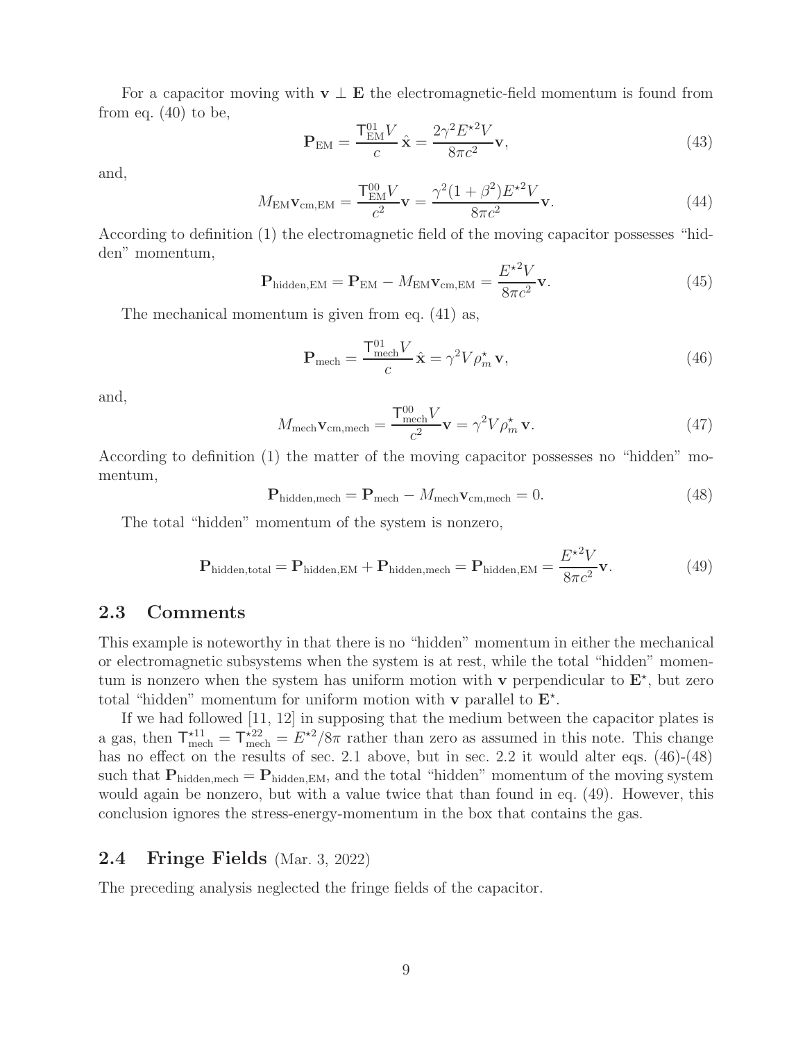For a capacitor moving with $\mathbf{v} \perp \mathbf{E}$ the electromagnetic-field momentum is found from from eq. (40) to be,

$$\mathbf{P}_{\rm EM} = \frac{\mathsf{T}^{01}_{\rm EM} V}{c}\,\hat{\mathbf{x}} = \frac{2\gamma^2 E^{\star 2} V}{8\pi c^2}\mathbf{v}, \tag{43}$$

and,

$$M_{\rm EM}\mathbf{v}_{\rm cm,EM} = \frac{\mathsf{T}^{00}_{\rm EM} V}{c^2}\mathbf{v} = \frac{\gamma^2(1+\beta^2) E^{\star 2} V}{8\pi c^2}\mathbf{v}. \tag{44}$$

According to definition (1) the electromagnetic field of the moving capacitor possesses "hidden" momentum,

$$\mathbf{P}_{\rm hidden,EM} = \mathbf{P}_{\rm EM} - M_{\rm EM}\mathbf{v}_{\rm cm,EM} = \frac{E^{\star 2} V}{8\pi c^2}\mathbf{v}. \tag{45}$$

The mechanical momentum is given from eq. (41) as,

$$\mathbf{P}_{\rm mech} = \frac{\mathsf{T}^{01}_{\rm mech} V}{c}\,\hat{\mathbf{x}} = \gamma^2 V \rho^\star_m\,\mathbf{v}, \tag{46}$$

and,

$$M_{\rm mech}\mathbf{v}_{\rm cm,mech} = \frac{\mathsf{T}^{00}_{\rm mech} V}{c^2}\mathbf{v} = \gamma^2 V \rho^\star_m\,\mathbf{v}. \tag{47}$$

According to definition (1) the matter of the moving capacitor possesses no "hidden" momentum,

$$\mathbf{P}_{\rm hidden,mech} = \mathbf{P}_{\rm mech} - M_{\rm mech}\mathbf{v}_{\rm cm,mech} = 0. \tag{48}$$

The total "hidden" momentum of the system is nonzero,

$$\mathbf{P}_{\rm hidden,total} = \mathbf{P}_{\rm hidden,EM} + \mathbf{P}_{\rm hidden,mech} = \mathbf{P}_{\rm hidden,EM} = \frac{E^{\star 2} V}{8\pi c^2}\mathbf{v}. \tag{49}$$

## 2.3 Comments

This example is noteworthy in that there is no "hidden" momentum in either the mechanical or electromagnetic subsystems when the system is at rest, while the total "hidden" momentum is nonzero when the system has uniform motion with $\mathbf{v}$ perpendicular to $\mathbf{E}^\star$, but zero total "hidden" momentum for uniform motion with $\mathbf{v}$ parallel to $\mathbf{E}^\star$.

If we had followed [11, 12] in supposing that the medium between the capacitor plates is a gas, then $\mathsf{T}^{\star 11}_{\rm mech} = \mathsf{T}^{\star 22}_{\rm mech} = E^{\star 2}/8\pi$ rather than zero as assumed in this note. This change has no effect on the results of sec. 2.1 above, but in sec. 2.2 it would alter eqs. (46)-(48) such that $\mathbf{P}_{\rm hidden,mech} = \mathbf{P}_{\rm hidden,EM}$, and the total "hidden" momentum of the moving system would again be nonzero, but with a value twice that than found in eq. (49). However, this conclusion ignores the stress-energy-momentum in the box that contains the gas.

## 2.4 Fringe Fields (Mar. 3, 2022)

The preceding analysis neglected the fringe fields of the capacitor.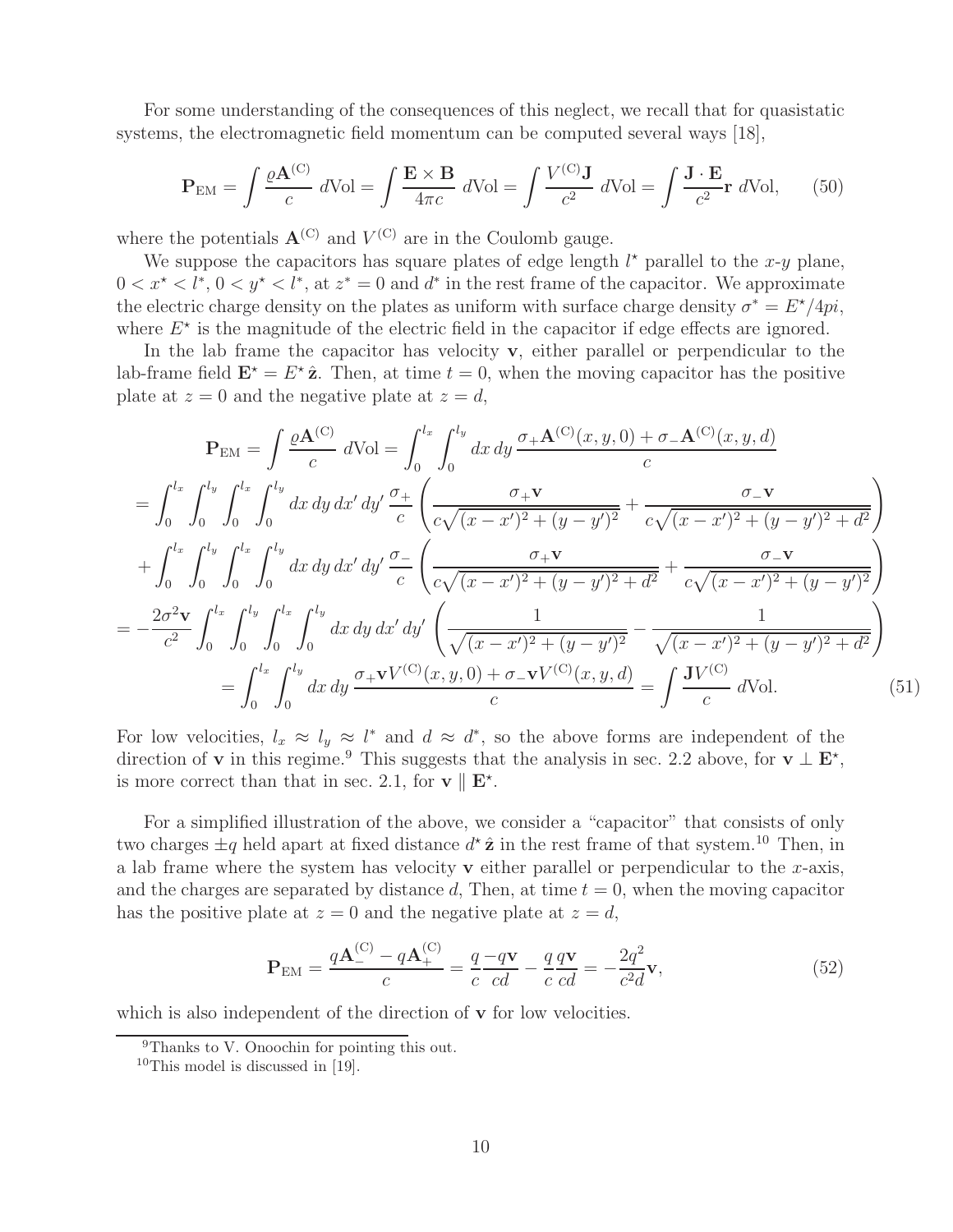For some understanding of the consequences of this neglect, we recall that for quasistatic systems, the electromagnetic field momentum can be computed several ways [18],

$$\mathbf{P}_{\rm EM} = \int \frac{\varrho \mathbf{A}^{(\rm C)}}{c}\, d{\rm Vol} = \int \frac{\mathbf{E}\times\mathbf{B}}{4\pi c}\, d{\rm Vol} = \int \frac{V^{(\rm C)}\mathbf{J}}{c^2}\, d{\rm Vol} = \int \frac{\mathbf{J}\cdot\mathbf{E}}{c^2}\mathbf{r}\, d{\rm Vol}, \qquad (50)$$

where the potentials $\mathbf{A}^{(\rm C)}$ and $V^{(\rm C)}$ are in the Coulomb gauge.

We suppose the capacitors has square plates of edge length $l^\star$ parallel to the $x$-$y$ plane, $0 < x^\star < l^*$, $0 < y^\star < l^*$, at $z^* = 0$ and $d^*$ in the rest frame of the capacitor. We approximate the electric charge density on the plates as uniform with surface charge density $\sigma^* = E^\star/4pi$, where $E^\star$ is the magnitude of the electric field in the capacitor if edge effects are ignored.

In the lab frame the capacitor has velocity $\mathbf{v}$, either parallel or perpendicular to the lab-frame field $\mathbf{E}^\star = E^\star\,\hat{\mathbf{z}}$. Then, at time $t = 0$, when the moving capacitor has the positive plate at $z = 0$ and the negative plate at $z = d$,

$$\begin{aligned}
\mathbf{P}_{\rm EM} &= \int \frac{\varrho \mathbf{A}^{(\rm C)}}{c}\, d{\rm Vol} = \int_0^{l_x}\int_0^{l_y} dx\, dy\, \frac{\sigma_+\mathbf{A}^{(\rm C)}(x,y,0) + \sigma_-\mathbf{A}^{(\rm C)}(x,y,d)}{c} \\
&= \int_0^{l_x}\int_0^{l_y}\int_0^{l_x}\int_0^{l_y} dx\, dy\, dx'\, dy'\, \frac{\sigma_+}{c}\left(\frac{\sigma_+\mathbf{v}}{c\sqrt{(x-x')^2+(y-y')^2}} + \frac{\sigma_-\mathbf{v}}{c\sqrt{(x-x')^2+(y-y')^2+d^2}}\right) \\
&\quad + \int_0^{l_x}\int_0^{l_y}\int_0^{l_x}\int_0^{l_y} dx\, dy\, dx'\, dy'\, \frac{\sigma_-}{c}\left(\frac{\sigma_+\mathbf{v}}{c\sqrt{(x-x')^2+(y-y')^2+d^2}} + \frac{\sigma_-\mathbf{v}}{c\sqrt{(x-x')^2+(y-y')^2}}\right) \\
&= -\frac{2\sigma^2\mathbf{v}}{c^2}\int_0^{l_x}\int_0^{l_y}\int_0^{l_x}\int_0^{l_y} dx\, dy\, dx'\, dy'\left(\frac{1}{\sqrt{(x-x')^2+(y-y')^2}} - \frac{1}{\sqrt{(x-x')^2+(y-y')^2+d^2}}\right) \\
&= \int_0^{l_x}\int_0^{l_y} dx\, dy\, \frac{\sigma_+\mathbf{v}V^{(\rm C)}(x,y,0) + \sigma_-\mathbf{v}V^{(\rm C)}(x,y,d)}{c} = \int \frac{\mathbf{J}V^{(\rm C)}}{c}\, d{\rm Vol}.
\end{aligned} \qquad (51)$$

For low velocities, $l_x \approx l_y \approx l^*$ and $d \approx d^*$, so the above forms are independent of the direction of $\mathbf{v}$ in this regime.[9] This suggests that the analysis in sec. 2.2 above, for $\mathbf{v} \perp \mathbf{E}^\star$, is more correct than that in sec. 2.1, for $\mathbf{v} \parallel \mathbf{E}^\star$.

For a simplified illustration of the above, we consider a "capacitor" that consists of only two charges $\pm q$ held apart at fixed distance $d^\star\,\hat{\mathbf{z}}$ in the rest frame of that system.[10] Then, in a lab frame where the system has velocity $\mathbf{v}$ either parallel or perpendicular to the $x$-axis, and the charges are separated by distance $d$, Then, at time $t = 0$, when the moving capacitor has the positive plate at $z = 0$ and the negative plate at $z = d$,

$$\mathbf{P}_{\rm EM} = \frac{q\mathbf{A}_-^{(\rm C)} - q\mathbf{A}_+^{(\rm C)}}{c} = \frac{q}{c}\frac{-q\mathbf{v}}{cd} - \frac{q}{c}\frac{q\mathbf{v}}{cd} = -\frac{2q^2}{c^2 d}\mathbf{v}, \qquad (52)$$

which is also independent of the direction of $\mathbf{v}$ for low velocities.

---

[9] Thanks to V. Onoochin for pointing this out.

[10] This model is discussed in [19].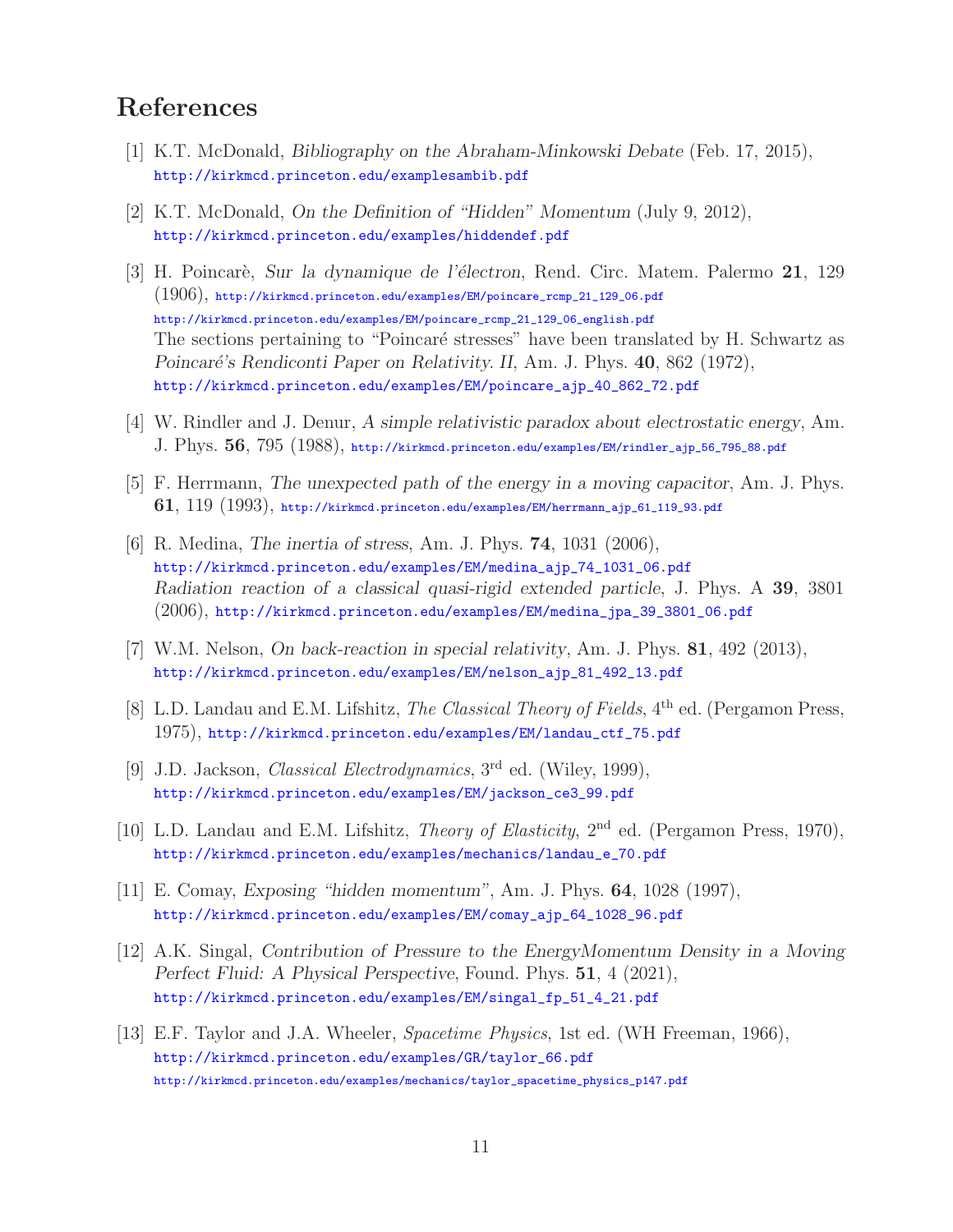# References

[1] K.T. McDonald, *Bibliography on the Abraham-Minkowski Debate* (Feb. 17, 2015), http://kirkmcd.princeton.edu/examplesambib.pdf

[2] K.T. McDonald, *On the Definition of "Hidden" Momentum* (July 9, 2012), http://kirkmcd.princeton.edu/examples/hiddendef.pdf

[3] H. Poincarè, *Sur la dynamique de l'électron*, Rend. Circ. Matem. Palermo **21**, 129 (1906), http://kirkmcd.princeton.edu/examples/EM/poincare_rcmp_21_129_06.pdf
http://kirkmcd.princeton.edu/examples/EM/poincare_rcmp_21_129_06_english.pdf
The sections pertaining to "Poincaré stresses" have been translated by H. Schwartz as *Poincaré's Rendiconti Paper on Relativity. II*, Am. J. Phys. **40**, 862 (1972), http://kirkmcd.princeton.edu/examples/EM/poincare_ajp_40_862_72.pdf

[4] W. Rindler and J. Denur, *A simple relativistic paradox about electrostatic energy*, Am. J. Phys. **56**, 795 (1988), http://kirkmcd.princeton.edu/examples/EM/rindler_ajp_56_795_88.pdf

[5] F. Herrmann, *The unexpected path of the energy in a moving capacitor*, Am. J. Phys. **61**, 119 (1993), http://kirkmcd.princeton.edu/examples/EM/herrmann_ajp_61_119_93.pdf

[6] R. Medina, *The inertia of stress*, Am. J. Phys. **74**, 1031 (2006), http://kirkmcd.princeton.edu/examples/EM/medina_ajp_74_1031_06.pdf
*Radiation reaction of a classical quasi-rigid extended particle*, J. Phys. A **39**, 3801 (2006), http://kirkmcd.princeton.edu/examples/EM/medina_jpa_39_3801_06.pdf

[7] W.M. Nelson, *On back-reaction in special relativity*, Am. J. Phys. **81**, 492 (2013), http://kirkmcd.princeton.edu/examples/EM/nelson_ajp_81_492_13.pdf

[8] L.D. Landau and E.M. Lifshitz, *The Classical Theory of Fields*, 4th ed. (Pergamon Press, 1975), http://kirkmcd.princeton.edu/examples/EM/landau_ctf_75.pdf

[9] J.D. Jackson, *Classical Electrodynamics*, 3rd ed. (Wiley, 1999), http://kirkmcd.princeton.edu/examples/EM/jackson_ce3_99.pdf

[10] L.D. Landau and E.M. Lifshitz, *Theory of Elasticity*, 2nd ed. (Pergamon Press, 1970), http://kirkmcd.princeton.edu/examples/mechanics/landau_e_70.pdf

[11] E. Comay, *Exposing "hidden momentum"*, Am. J. Phys. **64**, 1028 (1997), http://kirkmcd.princeton.edu/examples/EM/comay_ajp_64_1028_96.pdf

[12] A.K. Singal, *Contribution of Pressure to the EnergyMomentum Density in a Moving Perfect Fluid: A Physical Perspective*, Found. Phys. **51**, 4 (2021), http://kirkmcd.princeton.edu/examples/EM/singal_fp_51_4_21.pdf

[13] E.F. Taylor and J.A. Wheeler, *Spacetime Physics*, 1st ed. (WH Freeman, 1966), http://kirkmcd.princeton.edu/examples/GR/taylor_66.pdf
http://kirkmcd.princeton.edu/examples/mechanics/taylor_spacetime_physics_p147.pdf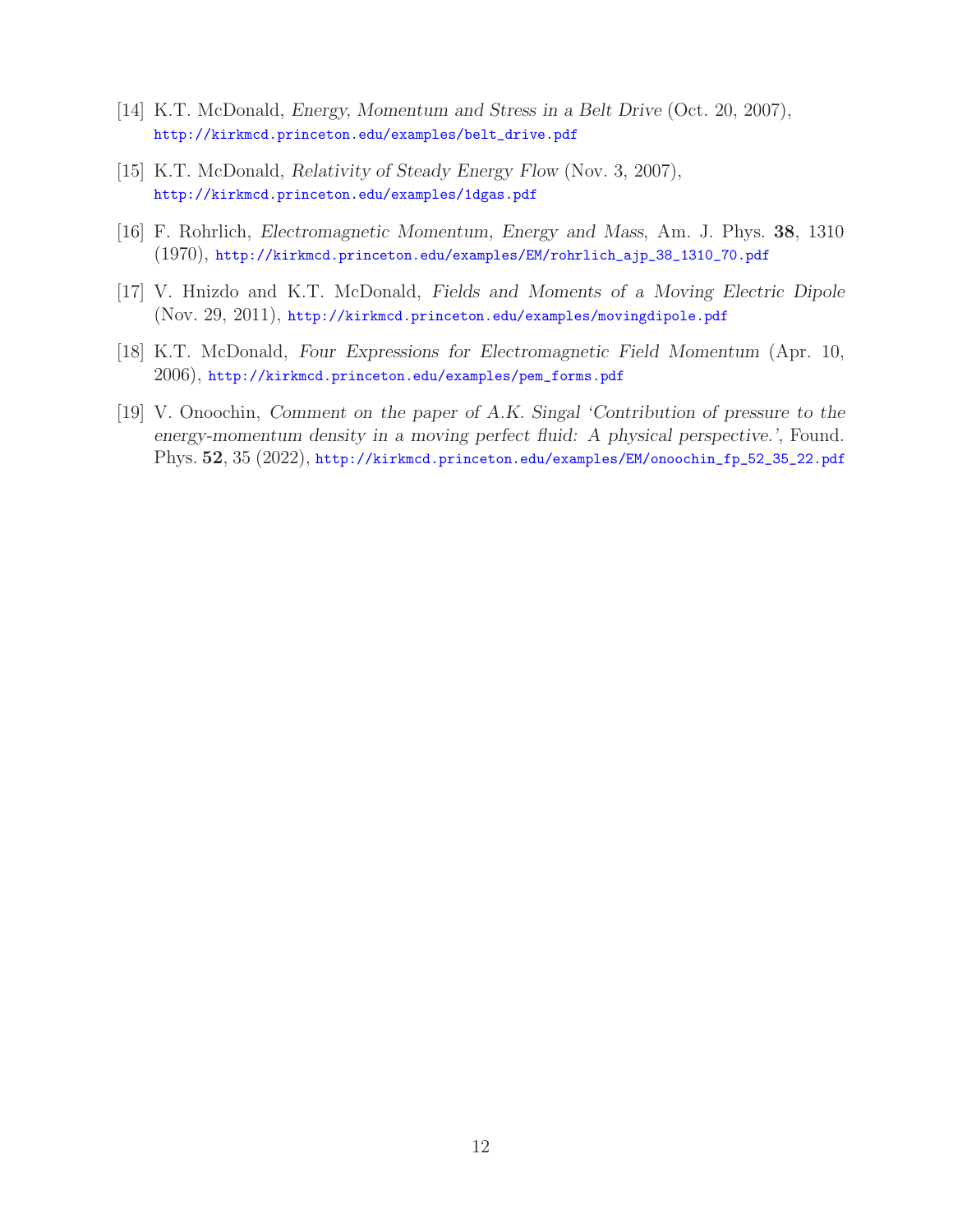[14] K.T. McDonald, *Energy, Momentum and Stress in a Belt Drive* (Oct. 20, 2007), http://kirkmcd.princeton.edu/examples/belt_drive.pdf

[15] K.T. McDonald, *Relativity of Steady Energy Flow* (Nov. 3, 2007), http://kirkmcd.princeton.edu/examples/1dgas.pdf

[16] F. Rohrlich, *Electromagnetic Momentum, Energy and Mass*, Am. J. Phys. **38**, 1310 (1970), http://kirkmcd.princeton.edu/examples/EM/rohrlich_ajp_38_1310_70.pdf

[17] V. Hnizdo and K.T. McDonald, *Fields and Moments of a Moving Electric Dipole* (Nov. 29, 2011), http://kirkmcd.princeton.edu/examples/movingdipole.pdf

[18] K.T. McDonald, *Four Expressions for Electromagnetic Field Momentum* (Apr. 10, 2006), http://kirkmcd.princeton.edu/examples/pem_forms.pdf

[19] V. Onoochin, *Comment on the paper of A.K. Singal 'Contribution of pressure to the energy-momentum density in a moving perfect fluid: A physical perspective.'*, Found. Phys. **52**, 35 (2022), http://kirkmcd.princeton.edu/examples/EM/onoochin_fp_52_35_22.pdf